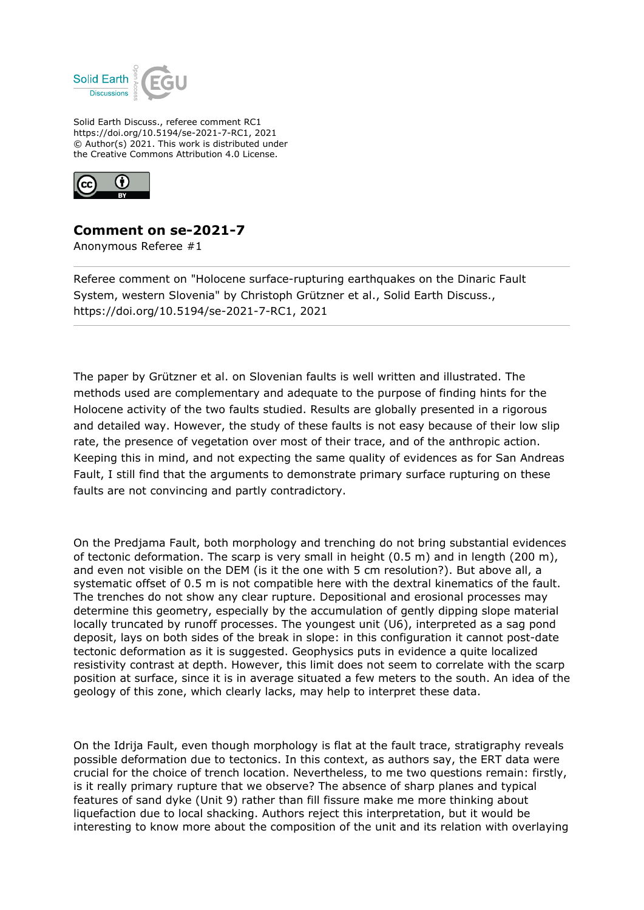Solid Earth Discuss., referee comment RC1
https://doi.org/10.5194/se-2021-7-RC1, 2021
© Author(s) 2021. This work is distributed under
the Creative Commons Attribution 4.0 License.

## Comment on se-2021-7

Anonymous Referee #1

---

Referee comment on "Holocene surface-rupturing earthquakes on the Dinaric Fault System, western Slovenia" by Christoph Grützner et al., Solid Earth Discuss., https://doi.org/10.5194/se-2021-7-RC1, 2021

---

The paper by Grützner et al. on Slovenian faults is well written and illustrated. The methods used are complementary and adequate to the purpose of finding hints for the Holocene activity of the two faults studied. Results are globally presented in a rigorous and detailed way. However, the study of these faults is not easy because of their low slip rate, the presence of vegetation over most of their trace, and of the anthropic action. Keeping this in mind, and not expecting the same quality of evidences as for San Andreas Fault, I still find that the arguments to demonstrate primary surface rupturing on these faults are not convincing and partly contradictory.

On the Predjama Fault, both morphology and trenching do not bring substantial evidences of tectonic deformation. The scarp is very small in height (0.5 m) and in length (200 m), and even not visible on the DEM (is it the one with 5 cm resolution?). But above all, a systematic offset of 0.5 m is not compatible here with the dextral kinematics of the fault. The trenches do not show any clear rupture. Depositional and erosional processes may determine this geometry, especially by the accumulation of gently dipping slope material locally truncated by runoff processes. The youngest unit (U6), interpreted as a sag pond deposit, lays on both sides of the break in slope: in this configuration it cannot post-date tectonic deformation as it is suggested. Geophysics puts in evidence a quite localized resistivity contrast at depth. However, this limit does not seem to correlate with the scarp position at surface, since it is in average situated a few meters to the south. An idea of the geology of this zone, which clearly lacks, may help to interpret these data.

On the Idrija Fault, even though morphology is flat at the fault trace, stratigraphy reveals possible deformation due to tectonics. In this context, as authors say, the ERT data were crucial for the choice of trench location. Nevertheless, to me two questions remain: firstly, is it really primary rupture that we observe? The absence of sharp planes and typical features of sand dyke (Unit 9) rather than fill fissure make me more thinking about liquefaction due to local shacking. Authors reject this interpretation, but it would be interesting to know more about the composition of the unit and its relation with overlaying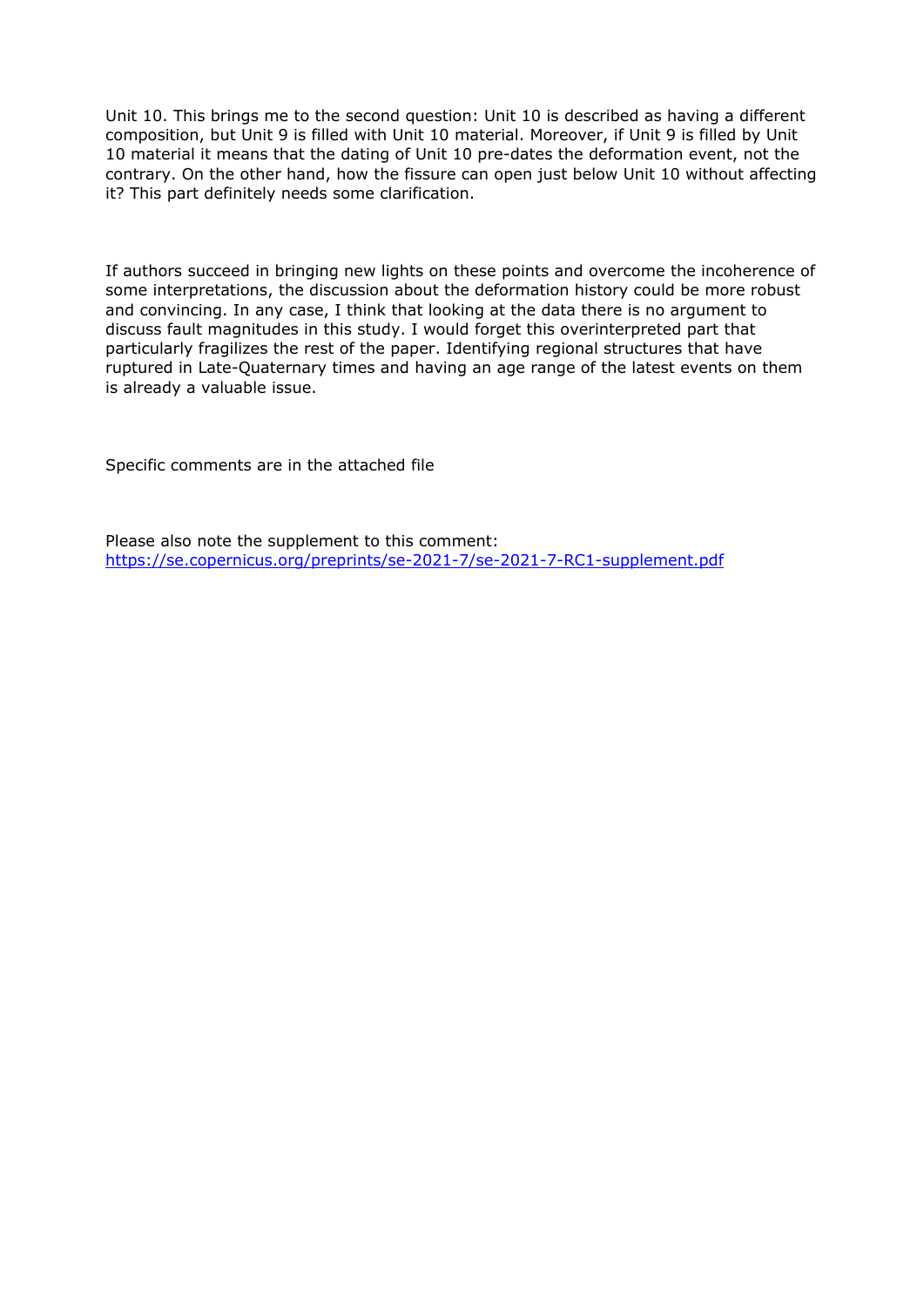Unit 10. This brings me to the second question: Unit 10 is described as having a different composition, but Unit 9 is filled with Unit 10 material. Moreover, if Unit 9 is filled by Unit 10 material it means that the dating of Unit 10 pre-dates the deformation event, not the contrary. On the other hand, how the fissure can open just below Unit 10 without affecting it? This part definitely needs some clarification.

If authors succeed in bringing new lights on these points and overcome the incoherence of some interpretations, the discussion about the deformation history could be more robust and convincing. In any case, I think that looking at the data there is no argument to discuss fault magnitudes in this study. I would forget this overinterpreted part that particularly fragilizes the rest of the paper. Identifying regional structures that have ruptured in Late-Quaternary times and having an age range of the latest events on them is already a valuable issue.

Specific comments are in the attached file

Please also note the supplement to this comment:
https://se.copernicus.org/preprints/se-2021-7/se-2021-7-RC1-supplement.pdf